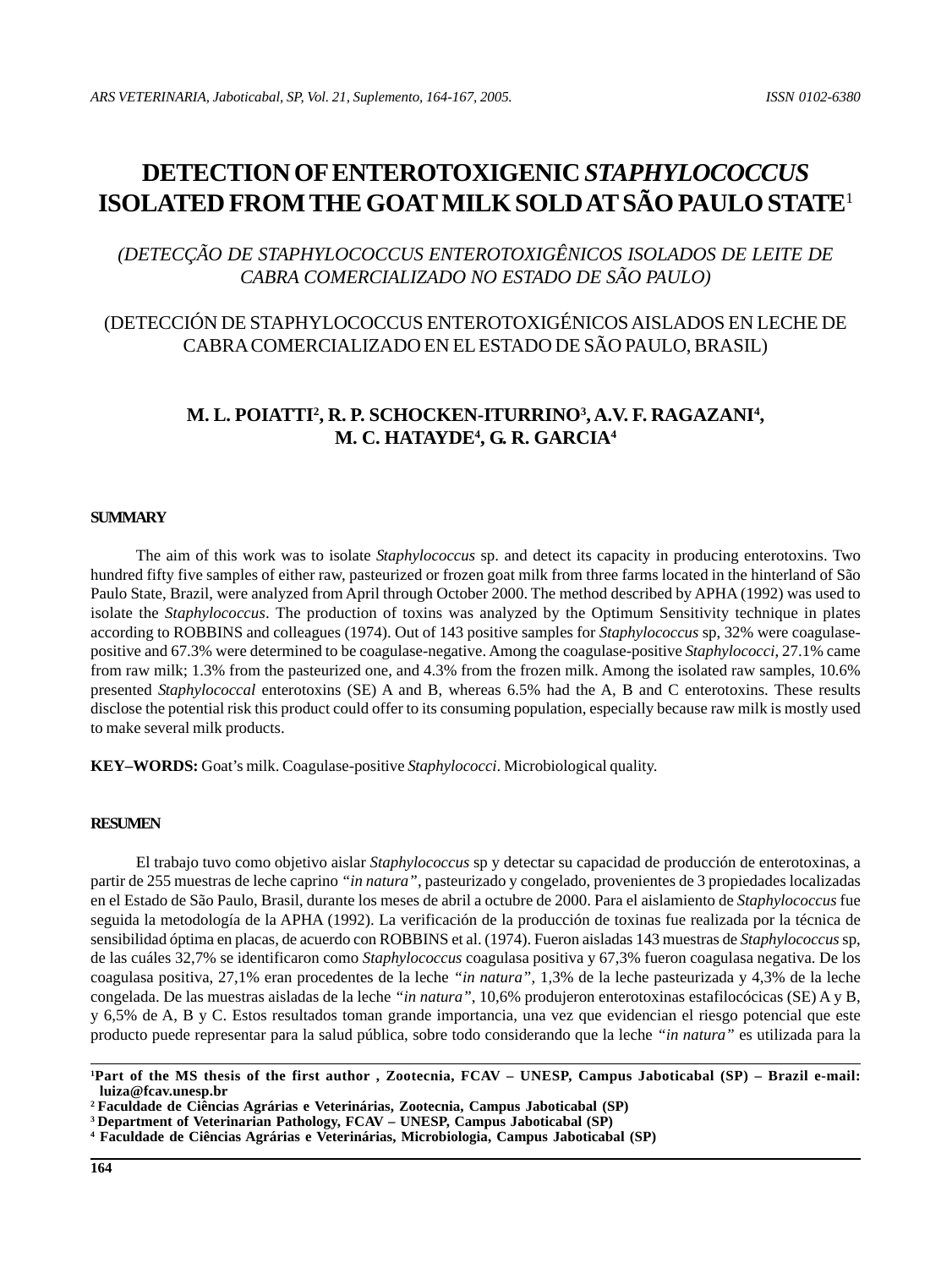# DETECTION OF ENTEROTOXIGENIC *STAPHYLOCOCCUS* ISOLATED FROM THE GOAT MILK SOLD AT SÃO PAULO STATE[1]

## *(DETECÇÃO DE STAPHYLOCOCCUS ENTEROTOXIGÊNICOS ISOLADOS DE LEITE DE CABRA COMERCIALIZADO NO ESTADO DE SÃO PAULO)*

## (DETECCIÓN DE STAPHYLOCOCCUS ENTEROTOXIGÉNICOS AISLADOS EN LECHE DE CABRA COMERCIALIZADO EN EL ESTADO DE SÃO PAULO, BRASIL)

**M. L. POIATTI[2], R. P. SCHOCKEN-ITURRINO[3], A.V. F. RAGAZANI[4], M. C. HATAYDE[4], G. R. GARCIA[4]**

### SUMMARY

The aim of this work was to isolate *Staphylococcus* sp. and detect its capacity in producing enterotoxins. Two hundred fifty five samples of either raw, pasteurized or frozen goat milk from three farms located in the hinterland of São Paulo State, Brazil, were analyzed from April through October 2000. The method described by APHA (1992) was used to isolate the *Staphylococcus*. The production of toxins was analyzed by the Optimum Sensitivity technique in plates according to ROBBINS and colleagues (1974). Out of 143 positive samples for *Staphylococcus* sp, 32% were coagulase-positive and 67.3% were determined to be coagulase-negative. Among the coagulase-positive *Staphylococci*, 27.1% came from raw milk; 1.3% from the pasteurized one, and 4.3% from the frozen milk. Among the isolated raw samples, 10.6% presented *Staphylococcal* enterotoxins (SE) A and B, whereas 6.5% had the A, B and C enterotoxins. These results disclose the potential risk this product could offer to its consuming population, especially because raw milk is mostly used to make several milk products.

**KEY–WORDS:** Goat's milk. Coagulase-positive *Staphylococci*. Microbiological quality.

### RESUMEN

El trabajo tuvo como objetivo aislar *Staphylococcus* sp y detectar su capacidad de producción de enterotoxinas, a partir de 255 muestras de leche caprino *"in natura"*, pasteurizado y congelado, provenientes de 3 propiedades localizadas en el Estado de São Paulo, Brasil, durante los meses de abril a octubre de 2000. Para el aislamiento de *Staphylococcus* fue seguida la metodología de la APHA (1992). La verificación de la producción de toxinas fue realizada por la técnica de sensibilidad óptima en placas, de acuerdo con ROBBINS et al. (1974). Fueron aisladas 143 muestras de *Staphylococcus* sp, de las cuáles 32,7% se identificaron como *Staphylococcus* coagulasa positiva y 67,3% fueron coagulasa negativa. De los coagulasa positiva, 27,1% eran procedentes de la leche *"in natura"*, 1,3% de la leche pasteurizada y 4,3% de la leche congelada. De las muestras aisladas de la leche *"in natura"*, 10,6% produjeron enterotoxinas estafilocócicas (SE) A y B, y 6,5% de A, B y C. Estos resultados toman grande importancia, una vez que evidencian el riesgo potencial que este producto puede representar para la salud pública, sobre todo considerando que la leche *"in natura"* es utilizada para la

---

**[1] Part of the MS thesis of the first author , Zootecnia, FCAV – UNESP, Campus Jaboticabal (SP) – Brazil e-mail: luiza@fcav.unesp.br**
**[2] Faculdade de Ciências Agrárias e Veterinárias, Zootecnia, Campus Jaboticabal (SP)**
**[3] Department of Veterinarian Pathology, FCAV – UNESP, Campus Jaboticabal (SP)**
**[4] Faculdade de Ciências Agrárias e Veterinárias, Microbiologia, Campus Jaboticabal (SP)**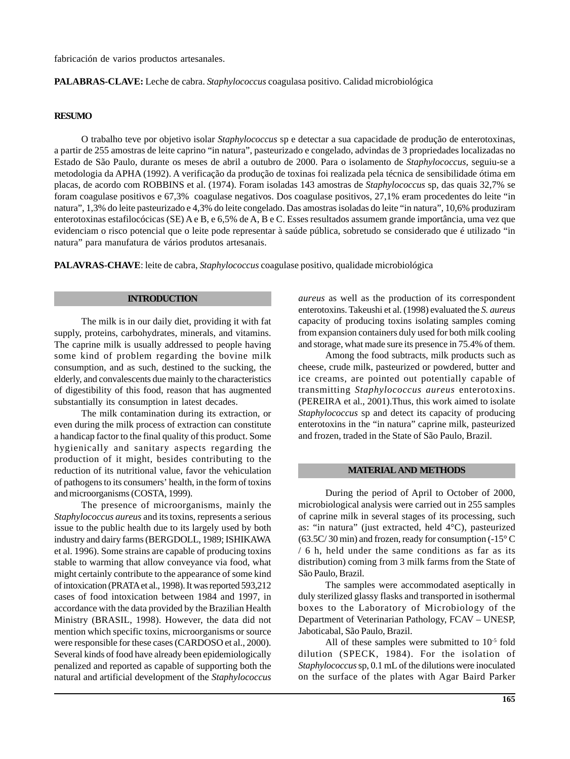fabricación de varios productos artesanales.

**PALABRAS-CLAVE:** Leche de cabra. *Staphylococcus* coagulasa positivo. Calidad microbiológica

## RESUMO

O trabalho teve por objetivo isolar *Staphylococcus* sp e detectar a sua capacidade de produção de enterotoxinas, a partir de 255 amostras de leite caprino "in natura", pasteurizado e congelado, advindas de 3 propriedades localizadas no Estado de São Paulo, durante os meses de abril a outubro de 2000. Para o isolamento de *Staphylococcus*, seguiu-se a metodologia da APHA (1992). A verificação da produção de toxinas foi realizada pela técnica de sensibilidade ótima em placas, de acordo com ROBBINS et al. (1974). Foram isoladas 143 amostras de *Staphylococcus* sp, das quais 32,7% se foram coagulase positivos e 67,3% coagulase negativos. Dos coagulase positivos, 27,1% eram procedentes do leite "in natura", 1,3% do leite pasteurizado e 4,3% do leite congelado. Das amostras isoladas do leite "in natura", 10,6% produziram enterotoxinas estafilocócicas (SE) A e B, e 6,5% de A, B e C. Esses resultados assumem grande importância, uma vez que evidenciam o risco potencial que o leite pode representar à saúde pública, sobretudo se considerado que é utilizado "in natura" para manufatura de vários produtos artesanais.

**PALAVRAS-CHAVE**: leite de cabra, *Staphylococcus* coagulase positivo, qualidade microbiológica

## INTRODUCTION

The milk is in our daily diet, providing it with fat supply, proteins, carbohydrates, minerals, and vitamins. The caprine milk is usually addressed to people having some kind of problem regarding the bovine milk consumption, and as such, destined to the sucking, the elderly, and convalescents due mainly to the characteristics of digestibility of this food, reason that has augmented substantially its consumption in latest decades.

The milk contamination during its extraction, or even during the milk process of extraction can constitute a handicap factor to the final quality of this product. Some hygienically and sanitary aspects regarding the production of it might, besides contributing to the reduction of its nutritional value, favor the vehiculation of pathogens to its consumers' health, in the form of toxins and microorganisms (COSTA, 1999).

The presence of microorganisms, mainly the *Staphylococcus aureus* and its toxins, represents a serious issue to the public health due to its largely used by both industry and dairy farms (BERGDOLL, 1989; ISHIKAWA et al. 1996). Some strains are capable of producing toxins stable to warming that allow conveyance via food, what might certainly contribute to the appearance of some kind of intoxication (PRATA et al., 1998). It was reported 593,212 cases of food intoxication between 1984 and 1997, in accordance with the data provided by the Brazilian Health Ministry (BRASIL, 1998). However, the data did not mention which specific toxins, microorganisms or source were responsible for these cases (CARDOSO et al., 2000). Several kinds of food have already been epidemiologically penalized and reported as capable of supporting both the natural and artificial development of the *Staphylococcus aureus* as well as the production of its correspondent enterotoxins. Takeushi et al. (1998) evaluated the *S. aureus* capacity of producing toxins isolating samples coming from expansion containers duly used for both milk cooling and storage, what made sure its presence in 75.4% of them.

Among the food subtracts, milk products such as cheese, crude milk, pasteurized or powdered, butter and ice creams, are pointed out potentially capable of transmitting *Staphylococcus aureus* enterotoxins. (PEREIRA et al., 2001).Thus, this work aimed to isolate *Staphylococcus* sp and detect its capacity of producing enterotoxins in the "in natura" caprine milk, pasteurized and frozen, traded in the State of São Paulo, Brazil.

## MATERIAL AND METHODS

During the period of April to October of 2000, microbiological analysis were carried out in 255 samples of caprine milk in several stages of its processing, such as: "in natura" (just extracted, held 4°C), pasteurized (63.5C/ 30 min) and frozen, ready for consumption (-15° C / 6 h, held under the same conditions as far as its distribution) coming from 3 milk farms from the State of São Paulo, Brazil.

The samples were accommodated aseptically in duly sterilized glassy flasks and transported in isothermal boxes to the Laboratory of Microbiology of the Department of Veterinarian Pathology, FCAV – UNESP, Jaboticabal, São Paulo, Brazil.

All of these samples were submitted to $10^{-5}$ fold dilution (SPECK, 1984). For the isolation of *Staphylococcus* sp, 0.1 mL of the dilutions were inoculated on the surface of the plates with Agar Baird Parker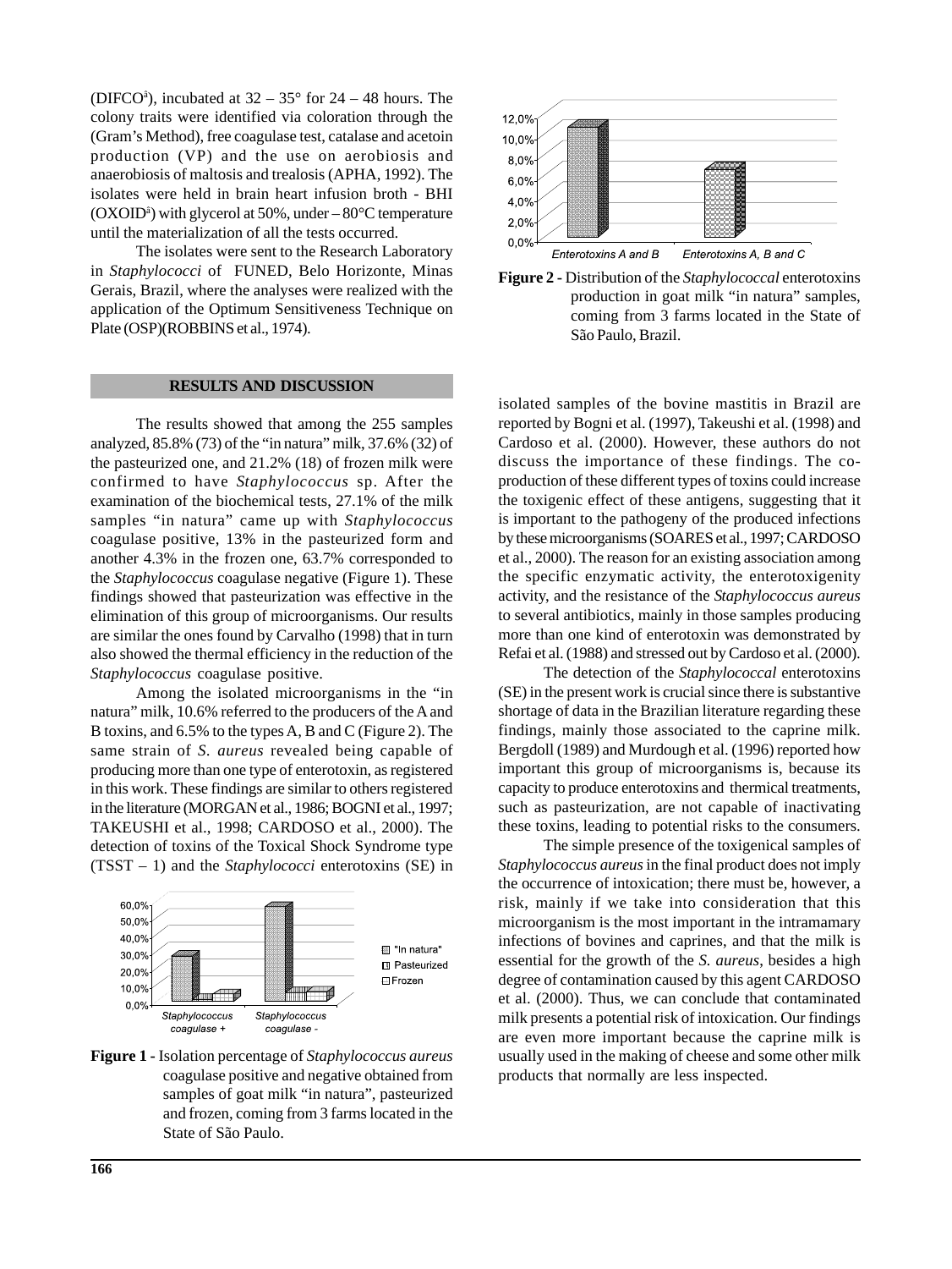(DIFCO[a]), incubated at 32 – 35° for 24 – 48 hours. The colony traits were identified via coloration through the (Gram's Method), free coagulase test, catalase and acetoin production (VP) and the use on aerobiosis and anaerobiosis of maltosis and trealosis (APHA, 1992). The isolates were held in brain heart infusion broth - BHI (OXOID[a]) with glycerol at 50%, under – 80°C temperature until the materialization of all the tests occurred.

The isolates were sent to the Research Laboratory in *Staphylococci* of FUNED, Belo Horizonte, Minas Gerais, Brazil, where the analyses were realized with the application of the Optimum Sensitiveness Technique on Plate (OSP)(ROBBINS et al., 1974).

## RESULTS AND DISCUSSION

The results showed that among the 255 samples analyzed, 85.8% (73) of the "in natura" milk, 37.6% (32) of the pasteurized one, and 21.2% (18) of frozen milk were confirmed to have *Staphylococcus* sp. After the examination of the biochemical tests, 27.1% of the milk samples "in natura" came up with *Staphylococcus* coagulase positive, 13% in the pasteurized form and another 4.3% in the frozen one, 63.7% corresponded to the *Staphylococcus* coagulase negative (Figure 1). These findings showed that pasteurization was effective in the elimination of this group of microorganisms. Our results are similar the ones found by Carvalho (1998) that in turn also showed the thermal efficiency in the reduction of the *Staphylococcus* coagulase positive.

Among the isolated microorganisms in the "in natura" milk, 10.6% referred to the producers of the A and B toxins, and 6.5% to the types A, B and C (Figure 2). The same strain of *S. aureus* revealed being capable of producing more than one type of enterotoxin, as registered in this work. These findings are similar to others registered in the literature (MORGAN et al., 1986; BOGNI et al., 1997; TAKEUSHI et al., 1998; CARDOSO et al., 2000). The detection of toxins of the Toxical Shock Syndrome type (TSST – 1) and the *Staphylococci* enterotoxins (SE) in isolated samples of the bovine mastitis in Brazil are reported by Bogni et al. (1997), Takeushi et al. (1998) and Cardoso et al. (2000). However, these authors do not discuss the importance of these findings. The co-production of these different types of toxins could increase the toxigenic effect of these antigens, suggesting that it is important to the pathogeny of the produced infections by these microorganisms (SOARES et al., 1997; CARDOSO et al., 2000). The reason for an existing association among the specific enzymatic activity, the enterotoxigenity activity, and the resistance of the *Staphylococcus aureus* to several antibiotics, mainly in those samples producing more than one kind of enterotoxin was demonstrated by Refai et al. (1988) and stressed out by Cardoso et al. (2000).

**Figure 1 -** Isolation percentage of *Staphylococcus aureus* coagulase positive and negative obtained from samples of goat milk "in natura", pasteurized and frozen, coming from 3 farms located in the State of São Paulo.

**Figure 2 -** Distribution of the *Staphylococcal* enterotoxins production in goat milk "in natura" samples, coming from 3 farms located in the State of São Paulo, Brazil.

The detection of the *Staphylococcal* enterotoxins (SE) in the present work is crucial since there is substantive shortage of data in the Brazilian literature regarding these findings, mainly those associated to the caprine milk. Bergdoll (1989) and Murdough et al. (1996) reported how important this group of microorganisms is, because its capacity to produce enterotoxins and thermical treatments, such as pasteurization, are not capable of inactivating these toxins, leading to potential risks to the consumers.

The simple presence of the toxigenical samples of *Staphylococcus aureus* in the final product does not imply the occurrence of intoxication; there must be, however, a risk, mainly if we take into consideration that this microorganism is the most important in the intramamary infections of bovines and caprines, and that the milk is essential for the growth of the *S. aureus*, besides a high degree of contamination caused by this agent CARDOSO et al. (2000). Thus, we can conclude that contaminated milk presents a potential risk of intoxication. Our findings are even more important because the caprine milk is usually used in the making of cheese and some other milk products that normally are less inspected.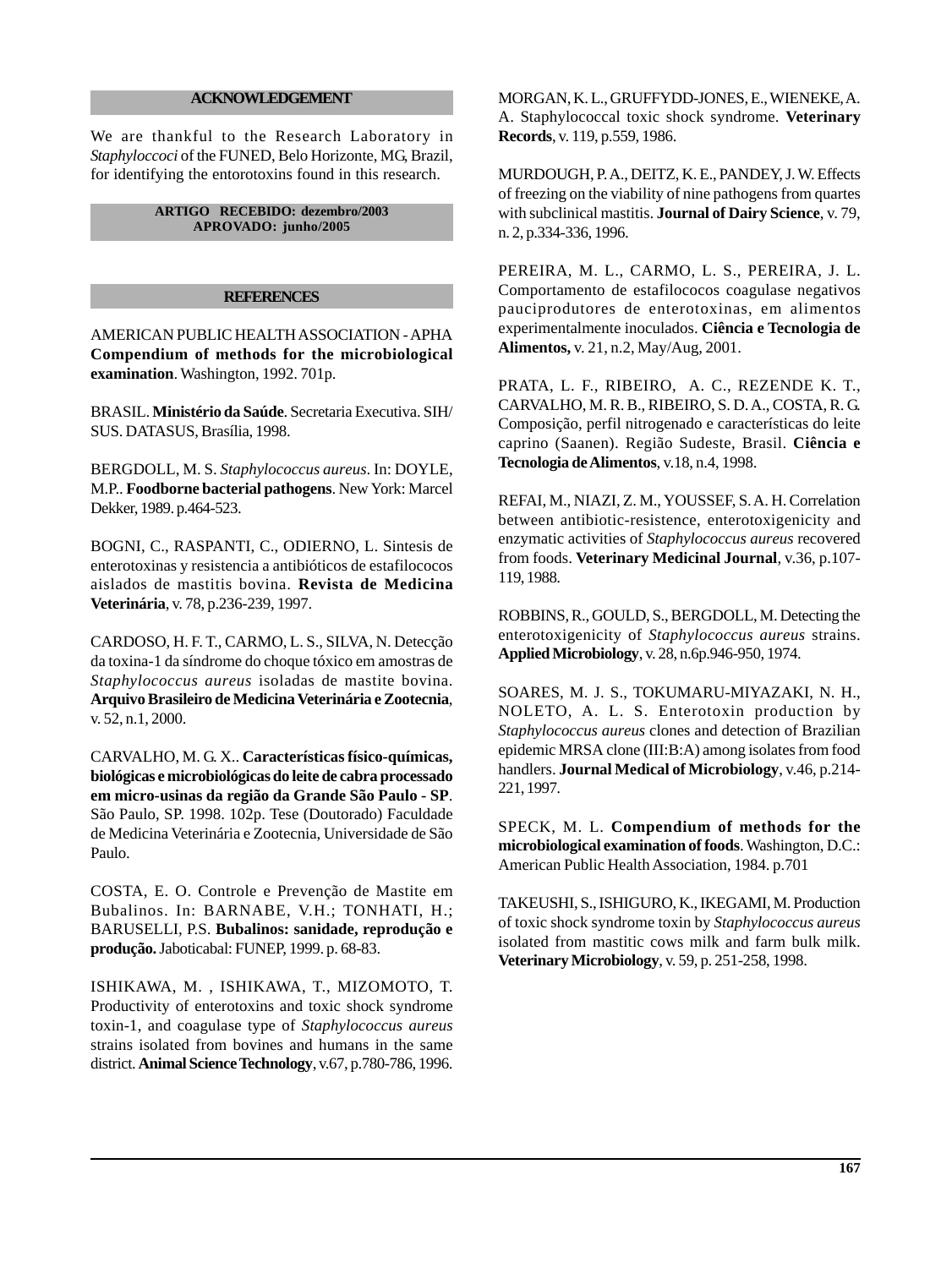## ACKNOWLEDGEMENT

We are thankful to the Research Laboratory in *Staphyloccoci* of the FUNED, Belo Horizonte, MG, Brazil, for identifying the entorotoxins found in this research.

**ARTIGO RECEBIDO: dezembro/2003**
**APROVADO: junho/2005**

## REFERENCES

AMERICAN PUBLIC HEALTH ASSOCIATION - APHA **Compendium of methods for the microbiological examination**. Washington, 1992. 701p.

BRASIL. **Ministério da Saúde**. Secretaria Executiva. SIH/SUS. DATASUS, Brasília, 1998.

BERGDOLL, M. S. *Staphylococcus aureus*. In: DOYLE, M.P.. **Foodborne bacterial pathogens**. New York: Marcel Dekker, 1989. p.464-523.

BOGNI, C., RASPANTI, C., ODIERNO, L. Sintesis de enterotoxinas y resistencia a antibióticos de estafilococos aislados de mastitis bovina. **Revista de Medicina Veterinária**, v. 78, p.236-239, 1997.

CARDOSO, H. F. T., CARMO, L. S., SILVA, N. Detecção da toxina-1 da síndrome do choque tóxico em amostras de *Staphylococcus aureus* isoladas de mastite bovina. **Arquivo Brasileiro de Medicina Veterinária e Zootecnia**, v. 52, n.1, 2000.

CARVALHO, M. G. X.. **Características físico-químicas, biológicas e microbiológicas do leite de cabra processado em micro-usinas da região da Grande São Paulo - SP**. São Paulo, SP. 1998. 102p. Tese (Doutorado) Faculdade de Medicina Veterinária e Zootecnia, Universidade de São Paulo.

COSTA, E. O. Controle e Prevenção de Mastite em Bubalinos. In: BARNABE, V.H.; TONHATI, H.; BARUSELLI, P.S. **Bubalinos: sanidade, reprodução e produção.** Jaboticabal: FUNEP, 1999. p. 68-83.

ISHIKAWA, M. , ISHIKAWA, T., MIZOMOTO, T. Productivity of enterotoxins and toxic shock syndrome toxin-1, and coagulase type of *Staphylococcus aureus* strains isolated from bovines and humans in the same district. **Animal Science Technology**, v.67, p.780-786, 1996.

MORGAN, K. L., GRUFFYDD-JONES, E., WIENEKE, A. A. Staphylococcal toxic shock syndrome. **Veterinary Records**, v. 119, p.559, 1986.

MURDOUGH, P. A., DEITZ, K. E., PANDEY, J. W. Effects of freezing on the viability of nine pathogens from quartes with subclinical mastitis. **Journal of Dairy Science**, v. 79, n. 2, p.334-336, 1996.

PEREIRA, M. L., CARMO, L. S., PEREIRA, J. L. Comportamento de estafilococos coagulase negativos pauciprodutores de enterotoxinas, em alimentos experimentalmente inoculados. **Ciência e Tecnologia de Alimentos,** v. 21, n.2, May/Aug, 2001.

PRATA, L. F., RIBEIRO, A. C., REZENDE K. T., CARVALHO, M. R. B., RIBEIRO, S. D. A., COSTA, R. G. Composição, perfil nitrogenado e características do leite caprino (Saanen). Região Sudeste, Brasil. **Ciência e Tecnologia de Alimentos**, v.18, n.4, 1998.

REFAI, M., NIAZI, Z. M., YOUSSEF, S. A. H. Correlation between antibiotic-resistence, enterotoxigenicity and enzymatic activities of *Staphylococcus aureus* recovered from foods. **Veterinary Medicinal Journal**, v.36, p.107-119, 1988.

ROBBINS, R., GOULD, S., BERGDOLL, M. Detecting the enterotoxigenicity of *Staphylococcus aureus* strains. **Applied Microbiology**, v. 28, n.6p.946-950, 1974.

SOARES, M. J. S., TOKUMARU-MIYAZAKI, N. H., NOLETO, A. L. S. Enterotoxin production by *Staphylococcus aureus* clones and detection of Brazilian epidemic MRSA clone (III:B:A) among isolates from food handlers. **Journal Medical of Microbiology**, v.46, p.214-221, 1997.

SPECK, M. L. **Compendium of methods for the microbiological examination of foods**. Washington, D.C.: American Public Health Association, 1984. p.701

TAKEUSHI, S., ISHIGURO, K., IKEGAMI, M. Production of toxic shock syndrome toxin by *Staphylococcus aureus* isolated from mastitic cows milk and farm bulk milk. **Veterinary Microbiology**, v. 59, p. 251-258, 1998.